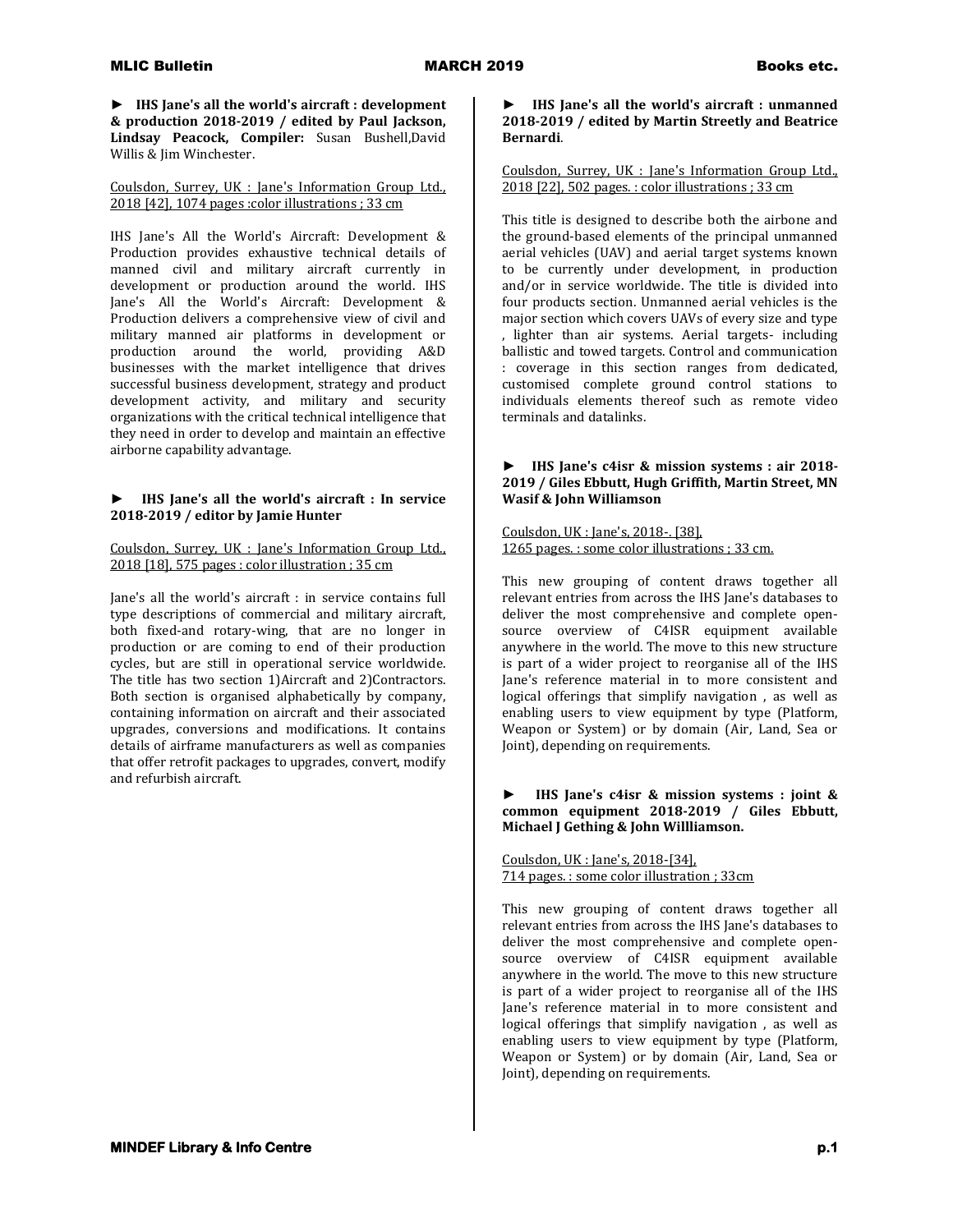► **IHS Jane's all the world's aircraft : development & production 2018-2019 / edited by Paul Jackson, Lindsay Peacock, Compiler:** Susan Bushell,David Willis & Jim Winchester.

Coulsdon, Surrey, UK : Jane's Information Group Ltd., 2018 [42], 1074 pages :color illustrations ; 33 cm

IHS Jane's All the World's Aircraft: Development & Production provides exhaustive technical details of manned civil and military aircraft currently in development or production around the world. IHS Jane's All the World's Aircraft: Development & Production delivers a comprehensive view of civil and military manned air platforms in development or production around the world, providing A&D businesses with the market intelligence that drives successful business development, strategy and product development activity, and military and security organizations with the critical technical intelligence that they need in order to develop and maintain an effective airborne capability advantage.

► **IHS Jane's all the world's aircraft : In service 2018-2019 / editor by Jamie Hunter**

Coulsdon, Surrey, UK : Jane's Information Group Ltd., 2018 [18], 575 pages : color illustration ; 35 cm

Jane's all the world's aircraft : in service contains full type descriptions of commercial and military aircraft, both fixed-and rotary-wing, that are no longer in production or are coming to end of their production cycles, but are still in operational service worldwide. The title has two section 1)Aircraft and 2)Contractors. Both section is organised alphabetically by company, containing information on aircraft and their associated upgrades, conversions and modifications. It contains details of airframe manufacturers as well as companies that offer retrofit packages to upgrades, convert, modify and refurbish aircraft.

► **IHS Jane's all the world's aircraft : unmanned 2018-2019 / edited by Martin Streetly and Beatrice Bernardi**.

Coulsdon, Surrey, UK : Jane's Information Group Ltd., 2018 [22], 502 pages. : color illustrations ; 33 cm

This title is designed to describe both the airbone and the ground-based elements of the principal unmanned aerial vehicles (UAV) and aerial target systems known to be currently under development, in production and/or in service worldwide. The title is divided into four products section. Unmanned aerial vehicles is the major section which covers UAVs of every size and type , lighter than air systems. Aerial targets- including ballistic and towed targets. Control and communication : coverage in this section ranges from dedicated, customised complete ground control stations to individuals elements thereof such as remote video terminals and datalinks.

► **IHS Jane's c4isr & mission systems : air 2018-2019 / Giles Ebbutt, Hugh Griffith, Martin Street, MN Wasif & John Williamson**

Coulsdon, UK : Jane's, 2018-. [38], 1265 pages. : some color illustrations ; 33 cm.

This new grouping of content draws together all relevant entries from across the IHS Jane's databases to deliver the most comprehensive and complete open-source overview of C4ISR equipment available anywhere in the world. The move to this new structure is part of a wider project to reorganise all of the IHS Jane's reference material in to more consistent and logical offerings that simplify navigation , as well as enabling users to view equipment by type (Platform, Weapon or System) or by domain (Air, Land, Sea or Joint), depending on requirements.

► **IHS Jane's c4isr & mission systems : joint & common equipment 2018-2019 / Giles Ebbutt, Michael J Gething & John Willliamson.**

Coulsdon, UK : Jane's, 2018-[34], 714 pages. : some color illustration ; 33cm

This new grouping of content draws together all relevant entries from across the IHS Jane's databases to deliver the most comprehensive and complete open-source overview of C4ISR equipment available anywhere in the world. The move to this new structure is part of a wider project to reorganise all of the IHS Jane's reference material in to more consistent and logical offerings that simplify navigation , as well as enabling users to view equipment by type (Platform, Weapon or System) or by domain (Air, Land, Sea or Joint), depending on requirements.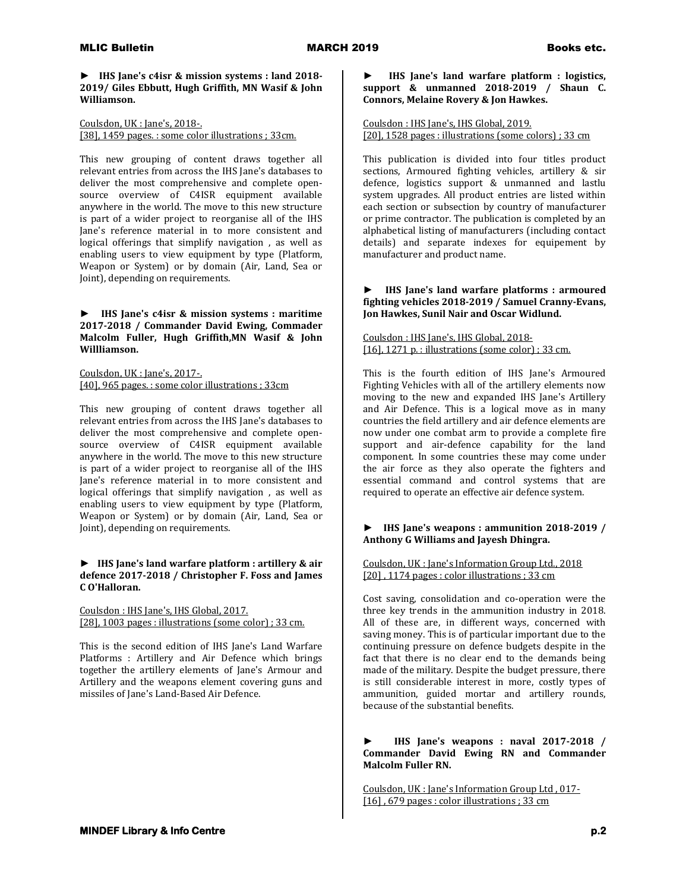► **IHS Jane's c4isr & mission systems : land 2018-2019/ Giles Ebbutt, Hugh Griffith, MN Wasif & John Williamson.**

Coulsdon, UK : Jane's, 2018-.
[38], 1459 pages. : some color illustrations ; 33cm.

This new grouping of content draws together all relevant entries from across the IHS Jane's databases to deliver the most comprehensive and complete open-source overview of C4ISR equipment available anywhere in the world. The move to this new structure is part of a wider project to reorganise all of the IHS Jane's reference material in to more consistent and logical offerings that simplify navigation , as well as enabling users to view equipment by type (Platform, Weapon or System) or by domain (Air, Land, Sea or Joint), depending on requirements.

► **IHS Jane's c4isr & mission systems : maritime 2017-2018 / Commander David Ewing, Commader Malcolm Fuller, Hugh Griffith,MN Wasif & John Willliamson.**

Coulsdon, UK : Jane's, 2017-.
[40], 965 pages. : some color illustrations ; 33cm

This new grouping of content draws together all relevant entries from across the IHS Jane's databases to deliver the most comprehensive and complete open-source overview of C4ISR equipment available anywhere in the world. The move to this new structure is part of a wider project to reorganise all of the IHS Jane's reference material in to more consistent and logical offerings that simplify navigation , as well as enabling users to view equipment by type (Platform, Weapon or System) or by domain (Air, Land, Sea or Joint), depending on requirements.

► **IHS Jane's land warfare platform : artillery & air defence 2017-2018 / Christopher F. Foss and James C O'Halloran.**

Coulsdon : IHS Jane's, IHS Global, 2017.
[28], 1003 pages : illustrations (some color) ; 33 cm.

This is the second edition of IHS Jane's Land Warfare Platforms : Artillery and Air Defence which brings together the artillery elements of Jane's Armour and Artillery and the weapons element covering guns and missiles of Jane's Land-Based Air Defence.

► **IHS Jane's land warfare platform : logistics, support & unmanned 2018-2019 / Shaun C. Connors, Melaine Rovery & Jon Hawkes.**

Coulsdon : IHS Jane's, IHS Global, 2019.
[20], 1528 pages : illustrations (some colors) ; 33 cm

This publication is divided into four titles product sections, Armoured fighting vehicles, artillery & sir defence, logistics support & unmanned and lastlu system upgrades. All product entries are listed within each section or subsection by country of manufacturer or prime contractor. The publication is completed by an alphabetical listing of manufacturers (including contact details) and separate indexes for equipement by manufacturer and product name.

► **IHS Jane's land warfare platforms : armoured fighting vehicles 2018-2019 / Samuel Cranny-Evans, Jon Hawkes, Sunil Nair and Oscar Widlund.**

Coulsdon : IHS Jane's, IHS Global, 2018-
[16], 1271 p. : illustrations (some color) ; 33 cm.

This is the fourth edition of IHS Jane's Armoured Fighting Vehicles with all of the artillery elements now moving to the new and expanded IHS Jane's Artillery and Air Defence. This is a logical move as in many countries the field artillery and air defence elements are now under one combat arm to provide a complete fire support and air-defence capability for the land component. In some countries these may come under the air force as they also operate the fighters and essential command and control systems that are required to operate an effective air defence system.

► **IHS Jane's weapons : ammunition 2018-2019 / Anthony G Williams and Jayesh Dhingra.**

Coulsdon, UK : Jane's Information Group Ltd., 2018
[20] , 1174 pages : color illustrations ; 33 cm

Cost saving, consolidation and co-operation were the three key trends in the ammunition industry in 2018. All of these are, in different ways, concerned with saving money. This is of particular important due to the continuing pressure on defence budgets despite in the fact that there is no clear end to the demands being made of the military. Despite the budget pressure, there is still considerable interest in more, costly types of ammunition, guided mortar and artillery rounds, because of the substantial benefits.

► **IHS Jane's weapons : naval 2017-2018 / Commander David Ewing RN and Commander Malcolm Fuller RN.**

Coulsdon, UK : Jane's Information Group Ltd , 017-
[16] , 679 pages : color illustrations ; 33 cm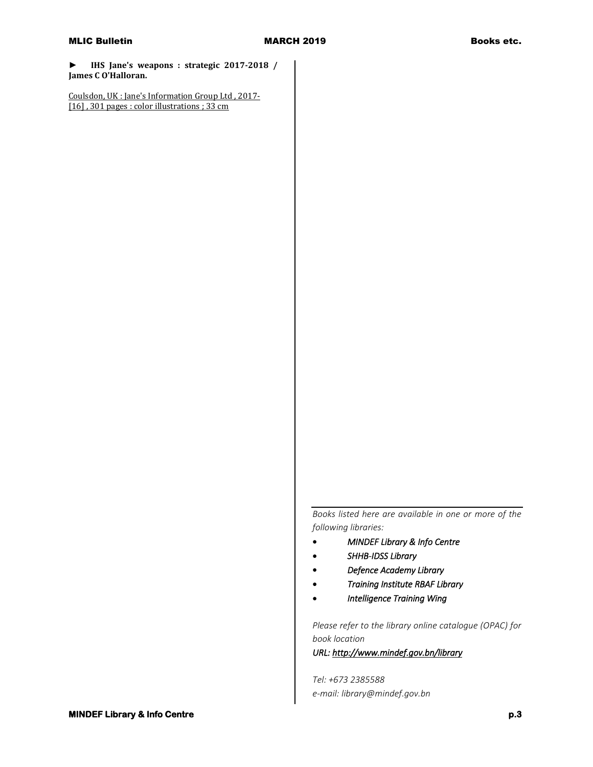► **IHS Jane's weapons : strategic 2017-2018 / James C O'Halloran.**

Coulsdon, UK : Jane's Information Group Ltd , 2017-
[16] , 301 pages : color illustrations ; 33 cm

---

*Books listed here are available in one or more of the following libraries:*

- *MINDEF Library & Info Centre*
- *SHHB-IDSS Library*
- *Defence Academy Library*
- *Training Institute RBAF Library*
- *Intelligence Training Wing*

*Please refer to the library online catalogue (OPAC) for book location*

*URL: http://www.mindef.gov.bn/library*

*Tel: +673 2385588*
*e-mail: library@mindef.gov.bn*